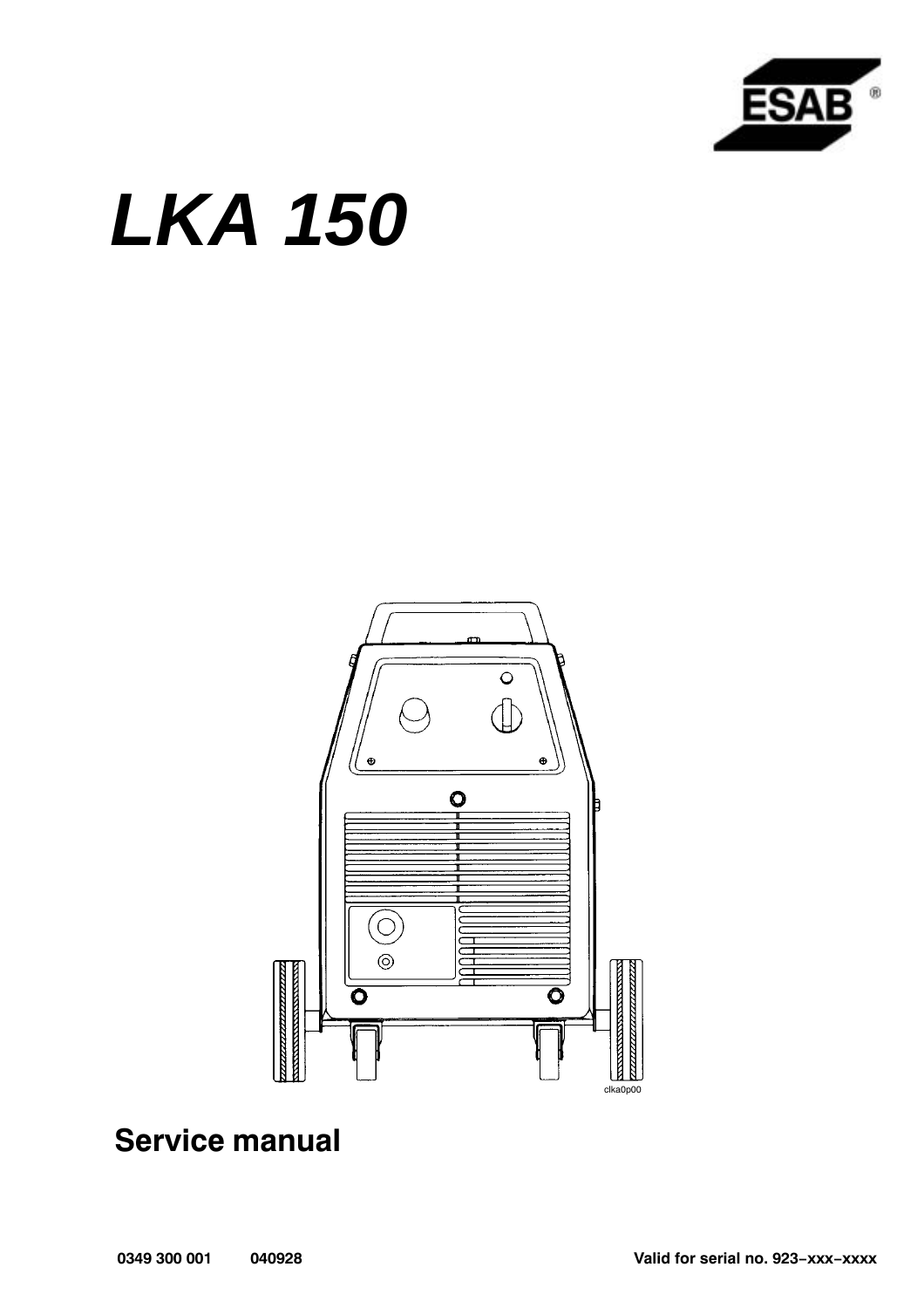ESAB

# LKA 150

clka0p00

## Service manual

0349 300 001 040928

Valid for serial no. 923-xxx-xxxx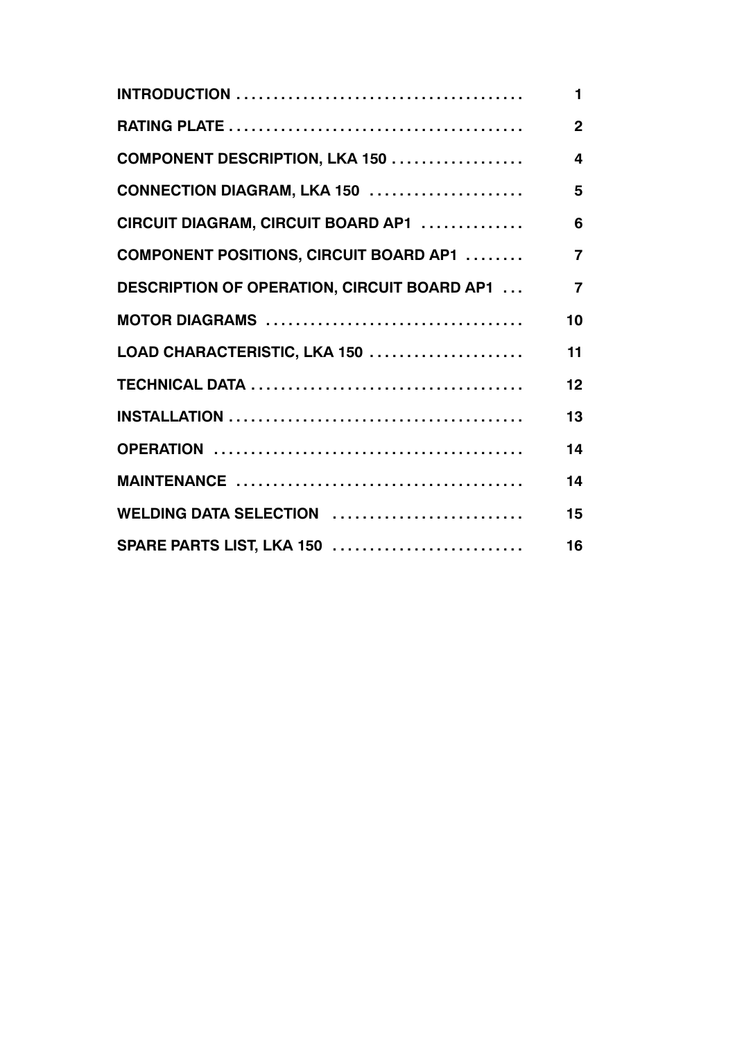| | |
|---|---|
| **INTRODUCTION** | **1** |
| **RATING PLATE** | **2** |
| **COMPONENT DESCRIPTION, LKA 150** | **4** |
| **CONNECTION DIAGRAM, LKA 150** | **5** |
| **CIRCUIT DIAGRAM, CIRCUIT BOARD AP1** | **6** |
| **COMPONENT POSITIONS, CIRCUIT BOARD AP1** | **7** |
| **DESCRIPTION OF OPERATION, CIRCUIT BOARD AP1** | **7** |
| **MOTOR DIAGRAMS** | **10** |
| **LOAD CHARACTERISTIC, LKA 150** | **11** |
| **TECHNICAL DATA** | **12** |
| **INSTALLATION** | **13** |
| **OPERATION** | **14** |
| **MAINTENANCE** | **14** |
| **WELDING DATA SELECTION** | **15** |
| **SPARE PARTS LIST, LKA 150** | **16** |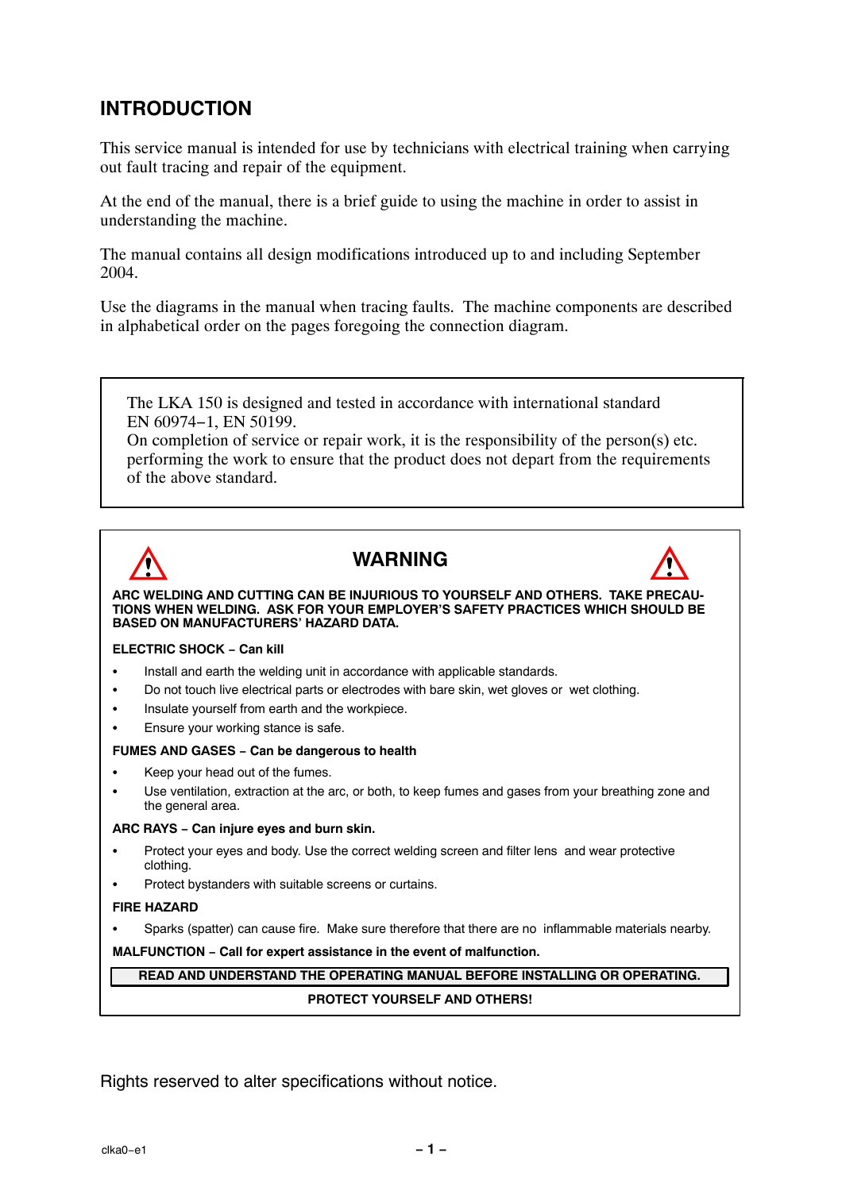# INTRODUCTION

This service manual is intended for use by technicians with electrical training when carrying out fault tracing and repair of the equipment.

At the end of the manual, there is a brief guide to using the machine in order to assist in understanding the machine.

The manual contains all design modifications introduced up to and including September 2004.

Use the diagrams in the manual when tracing faults. The machine components are described in alphabetical order on the pages foregoing the connection diagram.

> The LKA 150 is designed and tested in accordance with international standard EN 60974−1, EN 50199.
> On completion of service or repair work, it is the responsibility of the person(s) etc. performing the work to ensure that the product does not depart from the requirements of the above standard.

## WARNING

**ARC WELDING AND CUTTING CAN BE INJURIOUS TO YOURSELF AND OTHERS. TAKE PRECAUTIONS WHEN WELDING. ASK FOR YOUR EMPLOYER'S SAFETY PRACTICES WHICH SHOULD BE BASED ON MANUFACTURERS' HAZARD DATA.**

**ELECTRIC SHOCK − Can kill**

- Install and earth the welding unit in accordance with applicable standards.
- Do not touch live electrical parts or electrodes with bare skin, wet gloves or wet clothing.
- Insulate yourself from earth and the workpiece.
- Ensure your working stance is safe.

**FUMES AND GASES − Can be dangerous to health**

- Keep your head out of the fumes.
- Use ventilation, extraction at the arc, or both, to keep fumes and gases from your breathing zone and the general area.

**ARC RAYS − Can injure eyes and burn skin.**

- Protect your eyes and body. Use the correct welding screen and filter lens and wear protective clothing.
- Protect bystanders with suitable screens or curtains.

**FIRE HAZARD**

- Sparks (spatter) can cause fire. Make sure therefore that there are no inflammable materials nearby.

**MALFUNCTION − Call for expert assistance in the event of malfunction.**

**READ AND UNDERSTAND THE OPERATING MANUAL BEFORE INSTALLING OR OPERATING.**

**PROTECT YOURSELF AND OTHERS!**

Rights reserved to alter specifications without notice.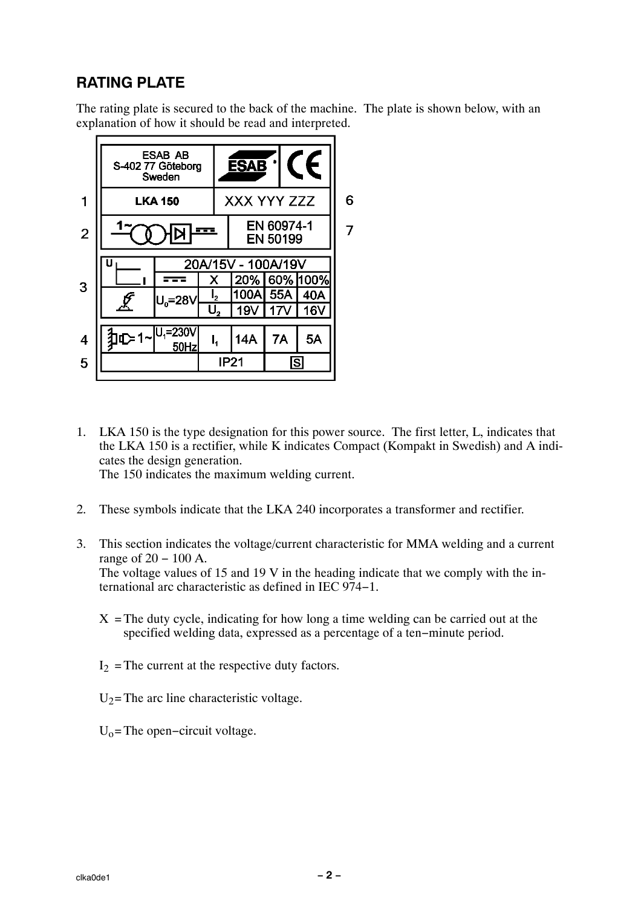## RATING PLATE

The rating plate is secured to the back of the machine. The plate is shown below, with an explanation of how it should be read and interpreted.

| | | | | | | | |
|---|---|---|---|---|---|---|---|
| | ESAB AB S-402 77 Göteborg Sweden | | ESAB | | | CE | |
| 1 | LKA 150 | | XXX YYY ZZZ | | | | 6 |
| 2 | 1~ | | EN 60974-1 EN 50199 | | | | 7 |
| 3 | U / I | 20A/15V - 100A/19V | | | | | |
| | | | X | 20% | 60% | 100% | |
| | | $U_0$=28V | $I_2$ | 100A | 55A | 40A | |
| | | | $U_2$ | 19V | 17V | 16V | |
| 4 | 1~ | $U_1$=230V 50Hz | $I_1$ | 14A | 7A | 5A | |
| 5 | | | IP21 | | S | | |

1. LKA 150 is the type designation for this power source. The first letter, L, indicates that the LKA 150 is a rectifier, while K indicates Compact (Kompakt in Swedish) and A indicates the design generation.
   The 150 indicates the maximum welding current.

2. These symbols indicate that the LKA 240 incorporates a transformer and rectifier.

3. This section indicates the voltage/current characteristic for MMA welding and a current range of 20 – 100 A.
   The voltage values of 15 and 19 V in the heading indicate that we comply with the international arc characteristic as defined in IEC 974–1.

   X = The duty cycle, indicating for how long a time welding can be carried out at the specified welding data, expressed as a percentage of a ten–minute period.

   $I_2$ = The current at the respective duty factors.

   $U_2$ = The arc line characteristic voltage.

   $U_o$ = The open–circuit voltage.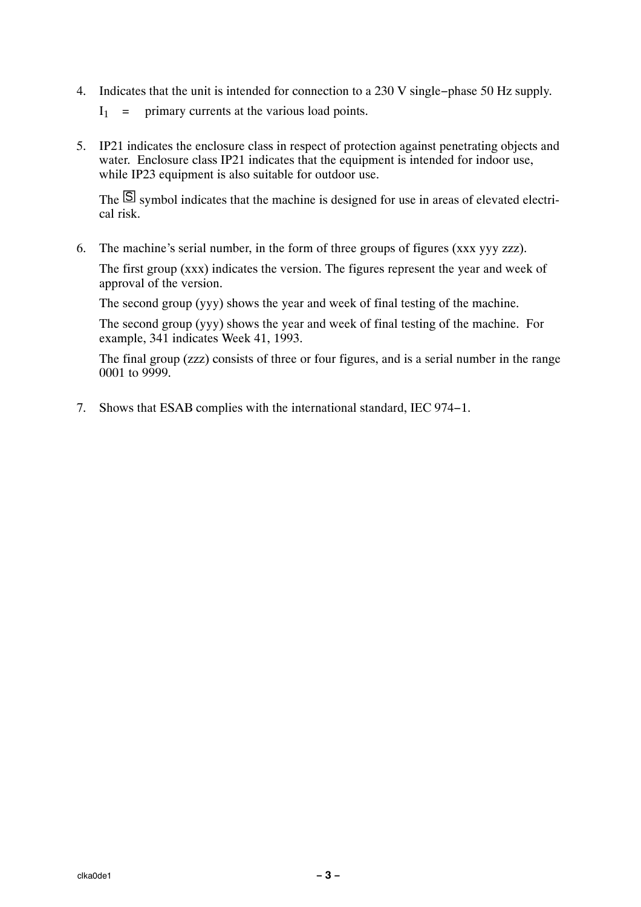4. Indicates that the unit is intended for connection to a 230 V single−phase 50 Hz supply.

   $I_1$ = primary currents at the various load points.

5. IP21 indicates the enclosure class in respect of protection against penetrating objects and water. Enclosure class IP21 indicates that the equipment is intended for indoor use, while IP23 equipment is also suitable for outdoor use.

   The [S] symbol indicates that the machine is designed for use in areas of elevated electrical risk.

6. The machine's serial number, in the form of three groups of figures (xxx yyy zzz).

   The first group (xxx) indicates the version. The figures represent the year and week of approval of the version.

   The second group (yyy) shows the year and week of final testing of the machine.

   The second group (yyy) shows the year and week of final testing of the machine. For example, 341 indicates Week 41, 1993.

   The final group (zzz) consists of three or four figures, and is a serial number in the range 0001 to 9999.

7. Shows that ESAB complies with the international standard, IEC 974−1.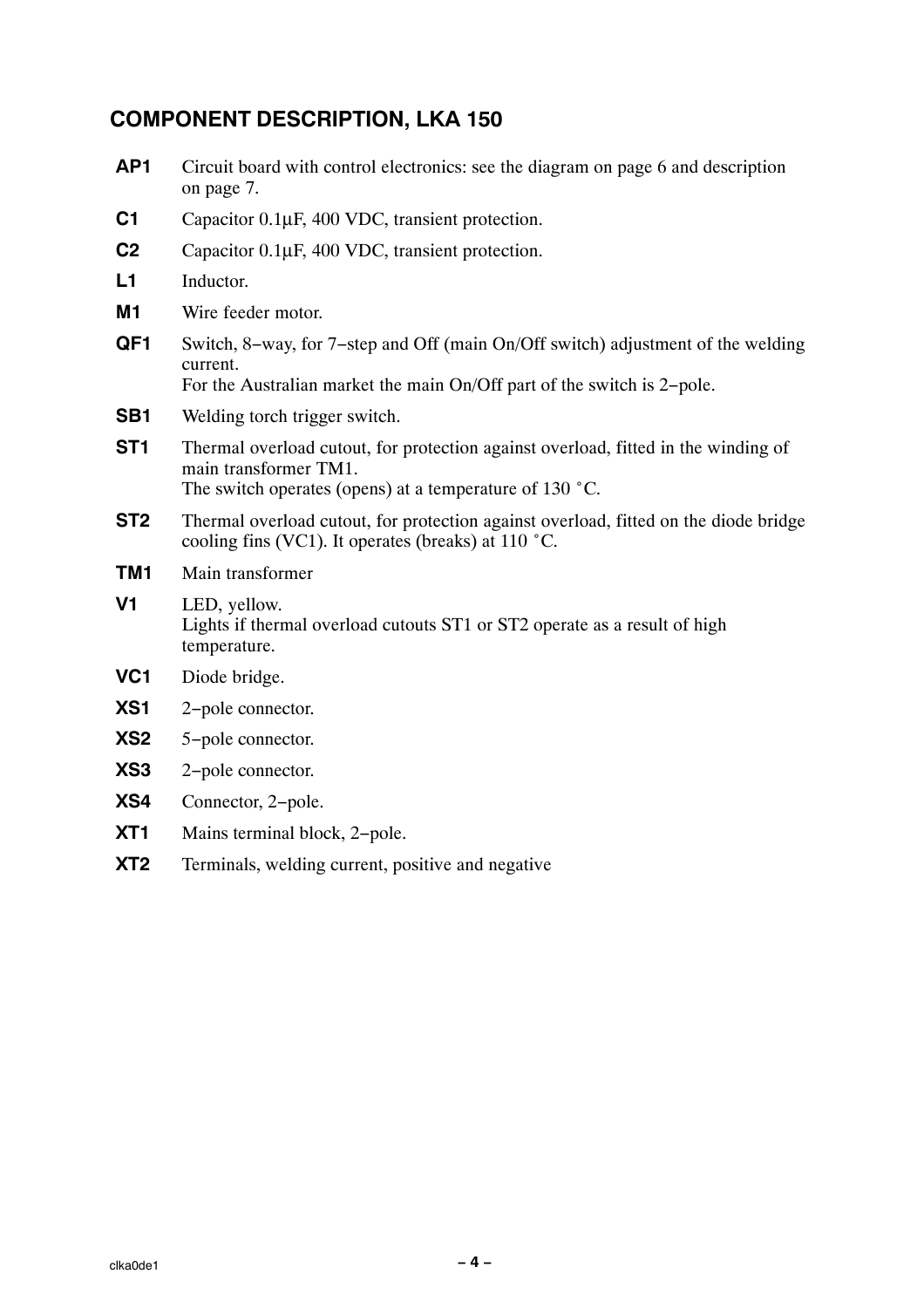## COMPONENT DESCRIPTION, LKA 150

**AP1** Circuit board with control electronics: see the diagram on page 6 and description on page 7.

**C1** Capacitor 0.1μF, 400 VDC, transient protection.

**C2** Capacitor 0.1μF, 400 VDC, transient protection.

**L1** Inductor.

**M1** Wire feeder motor.

**QF1** Switch, 8−way, for 7−step and Off (main On/Off switch) adjustment of the welding current.
For the Australian market the main On/Off part of the switch is 2−pole.

**SB1** Welding torch trigger switch.

**ST1** Thermal overload cutout, for protection against overload, fitted in the winding of main transformer TM1.
The switch operates (opens) at a temperature of 130 °C.

**ST2** Thermal overload cutout, for protection against overload, fitted on the diode bridge cooling fins (VC1). It operates (breaks) at 110 °C.

**TM1** Main transformer

**V1** LED, yellow.
Lights if thermal overload cutouts ST1 or ST2 operate as a result of high temperature.

**VC1** Diode bridge.

**XS1** 2−pole connector.

**XS2** 5−pole connector.

**XS3** 2−pole connector.

**XS4** Connector, 2−pole.

**XT1** Mains terminal block, 2−pole.

**XT2** Terminals, welding current, positive and negative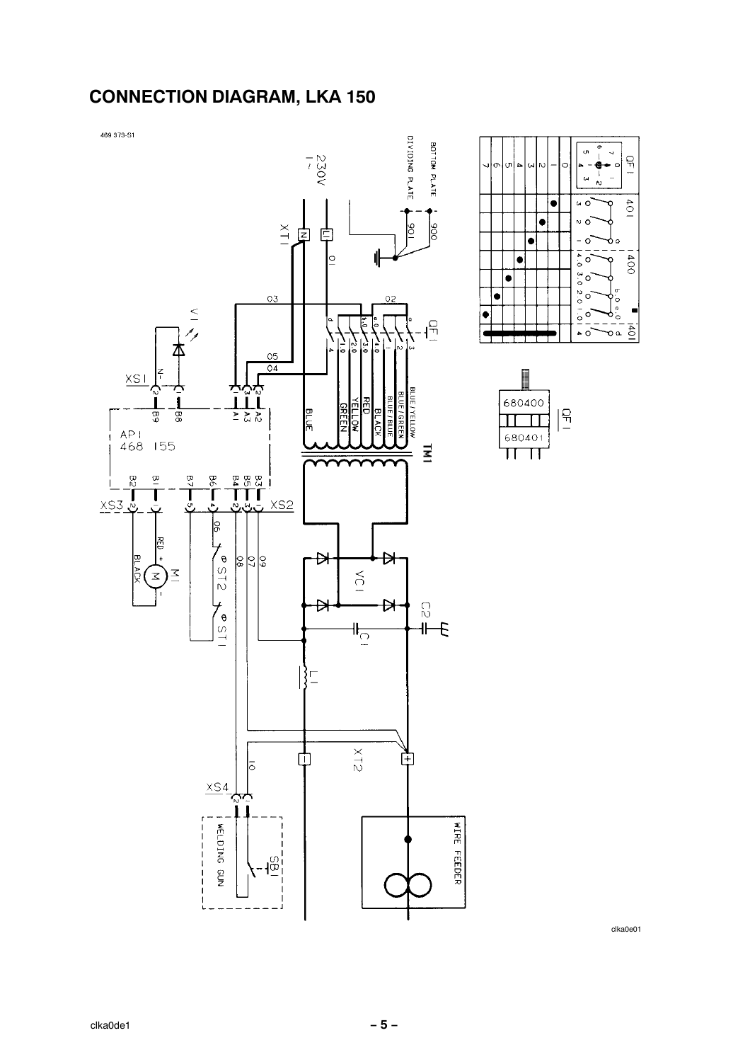# CONNECTION DIAGRAM, LKA 150

469 373-S1

230V
1~

BOTTOM PLATE
DIVIDING PLATE

900
901

XT1
N
L1

01
02
03
04
05

QF1

V1

XS1

AP1
468 155

B9 B8 A1 A3 A2
B2 B1 B7 B6 B4 B5 B3

BLUE
GREEN
YELLOW
RED
BLACK
BLUE/BLUE
BLUE/GREEN
BLUE/YELLOW

TM1

XS3
XS2

RED
BLACK
M1

06
07
08
09

ST2
ST1

VC1

C1
C2

L1

XT2

10

XS4

WELDING GUN
SB1

WIRE FEEDER

QF1
401
400
401

680400
680401

clka0e01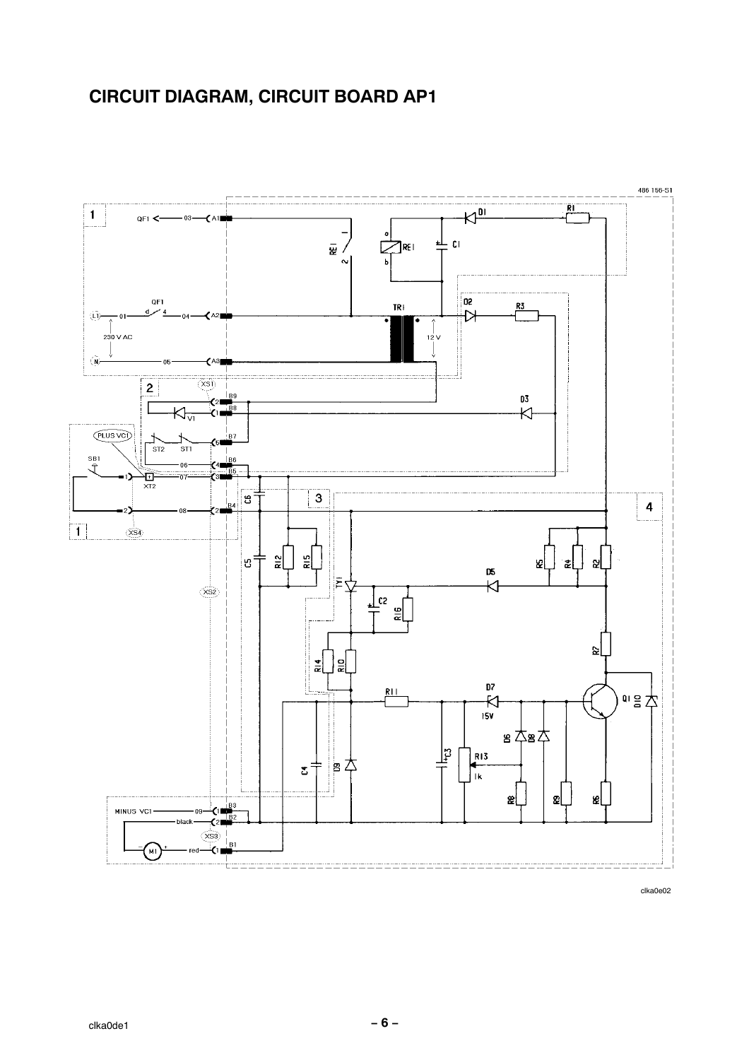# CIRCUIT DIAGRAM, CIRCUIT BOARD AP1

486 156-S1

clka0e02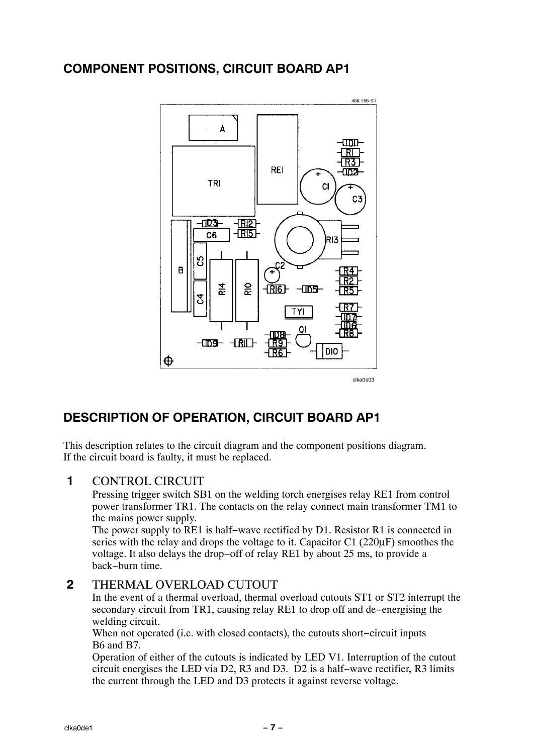## COMPONENT POSITIONS, CIRCUIT BOARD AP1

## DESCRIPTION OF OPERATION, CIRCUIT BOARD AP1

This description relates to the circuit diagram and the component positions diagram.
If the circuit board is faulty, it must be replaced.

**1** CONTROL CIRCUIT

Pressing trigger switch SB1 on the welding torch energises relay RE1 from control power transformer TR1. The contacts on the relay connect main transformer TM1 to the mains power supply.

The power supply to RE1 is half−wave rectified by D1. Resistor R1 is connected in series with the relay and drops the voltage to it. Capacitor C1 (220µF) smoothes the voltage. It also delays the drop−off of relay RE1 by about 25 ms, to provide a back−burn time.

**2** THERMAL OVERLOAD CUTOUT

In the event of a thermal overload, thermal overload cutouts ST1 or ST2 interrupt the secondary circuit from TR1, causing relay RE1 to drop off and de−energising the welding circuit.

When not operated (i.e. with closed contacts), the cutouts short−circuit inputs B6 and B7.

Operation of either of the cutouts is indicated by LED V1. Interruption of the cutout circuit energises the LED via D2, R3 and D3. D2 is a half−wave rectifier, R3 limits the current through the LED and D3 protects it against reverse voltage.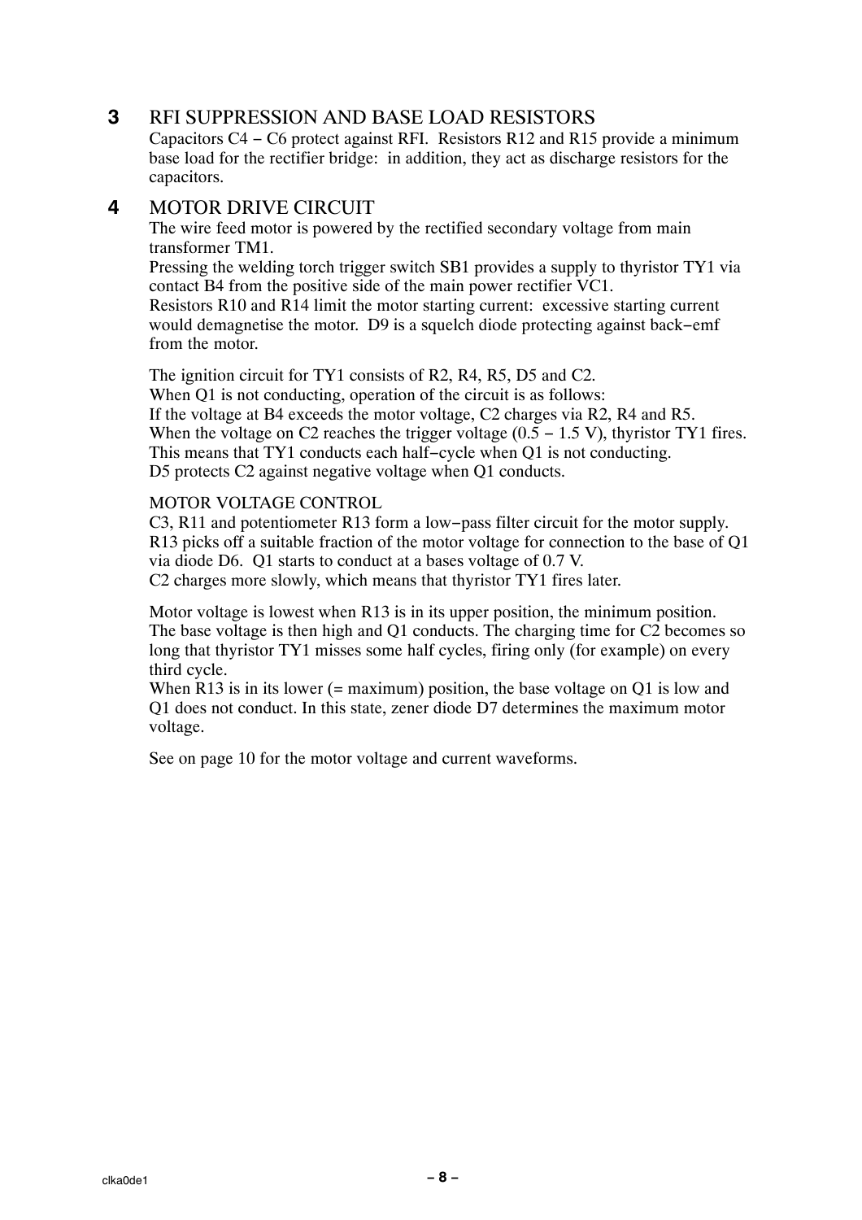## 3 RFI SUPPRESSION AND BASE LOAD RESISTORS

Capacitors C4 – C6 protect against RFI. Resistors R12 and R15 provide a minimum base load for the rectifier bridge: in addition, they act as discharge resistors for the capacitors.

## 4 MOTOR DRIVE CIRCUIT

The wire feed motor is powered by the rectified secondary voltage from main transformer TM1.
Pressing the welding torch trigger switch SB1 provides a supply to thyristor TY1 via contact B4 from the positive side of the main power rectifier VC1.
Resistors R10 and R14 limit the motor starting current: excessive starting current would demagnetise the motor. D9 is a squelch diode protecting against back–emf from the motor.

The ignition circuit for TY1 consists of R2, R4, R5, D5 and C2.
When Q1 is not conducting, operation of the circuit is as follows:
If the voltage at B4 exceeds the motor voltage, C2 charges via R2, R4 and R5.
When the voltage on C2 reaches the trigger voltage (0.5 – 1.5 V), thyristor TY1 fires.
This means that TY1 conducts each half–cycle when Q1 is not conducting.
D5 protects C2 against negative voltage when Q1 conducts.

MOTOR VOLTAGE CONTROL

C3, R11 and potentiometer R13 form a low–pass filter circuit for the motor supply.
R13 picks off a suitable fraction of the motor voltage for connection to the base of Q1 via diode D6. Q1 starts to conduct at a bases voltage of 0.7 V.
C2 charges more slowly, which means that thyristor TY1 fires later.

Motor voltage is lowest when R13 is in its upper position, the minimum position.
The base voltage is then high and Q1 conducts. The charging time for C2 becomes so long that thyristor TY1 misses some half cycles, firing only (for example) on every third cycle.
When R13 is in its lower (= maximum) position, the base voltage on Q1 is low and Q1 does not conduct. In this state, zener diode D7 determines the maximum motor voltage.

See on page 10 for the motor voltage and current waveforms.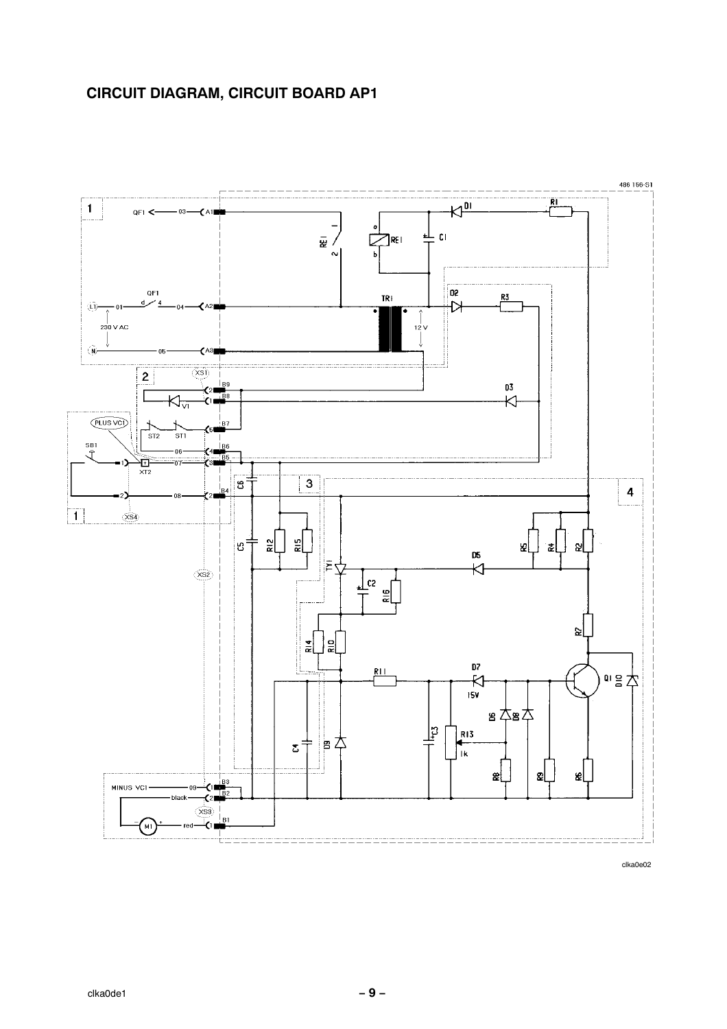# CIRCUIT DIAGRAM, CIRCUIT BOARD AP1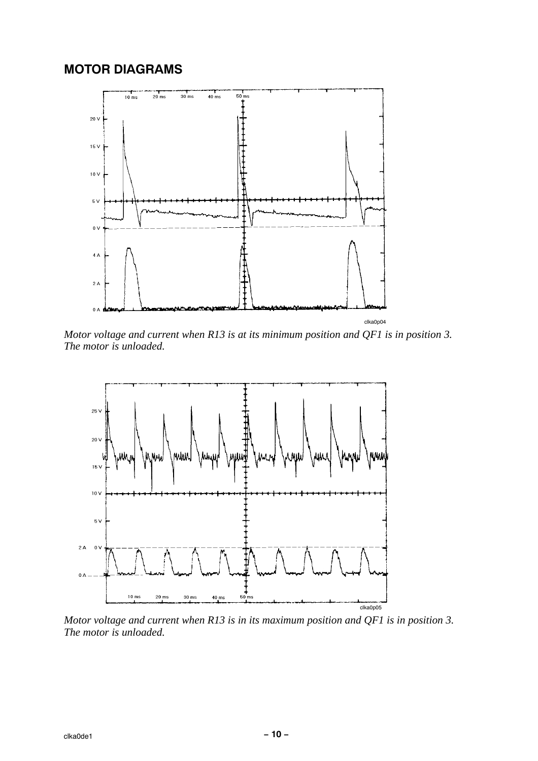## MOTOR DIAGRAMS

*Motor voltage and current when R13 is at its minimum position and QF1 is in position 3. The motor is unloaded.*

*Motor voltage and current when R13 is in its maximum position and QF1 is in position 3. The motor is unloaded.*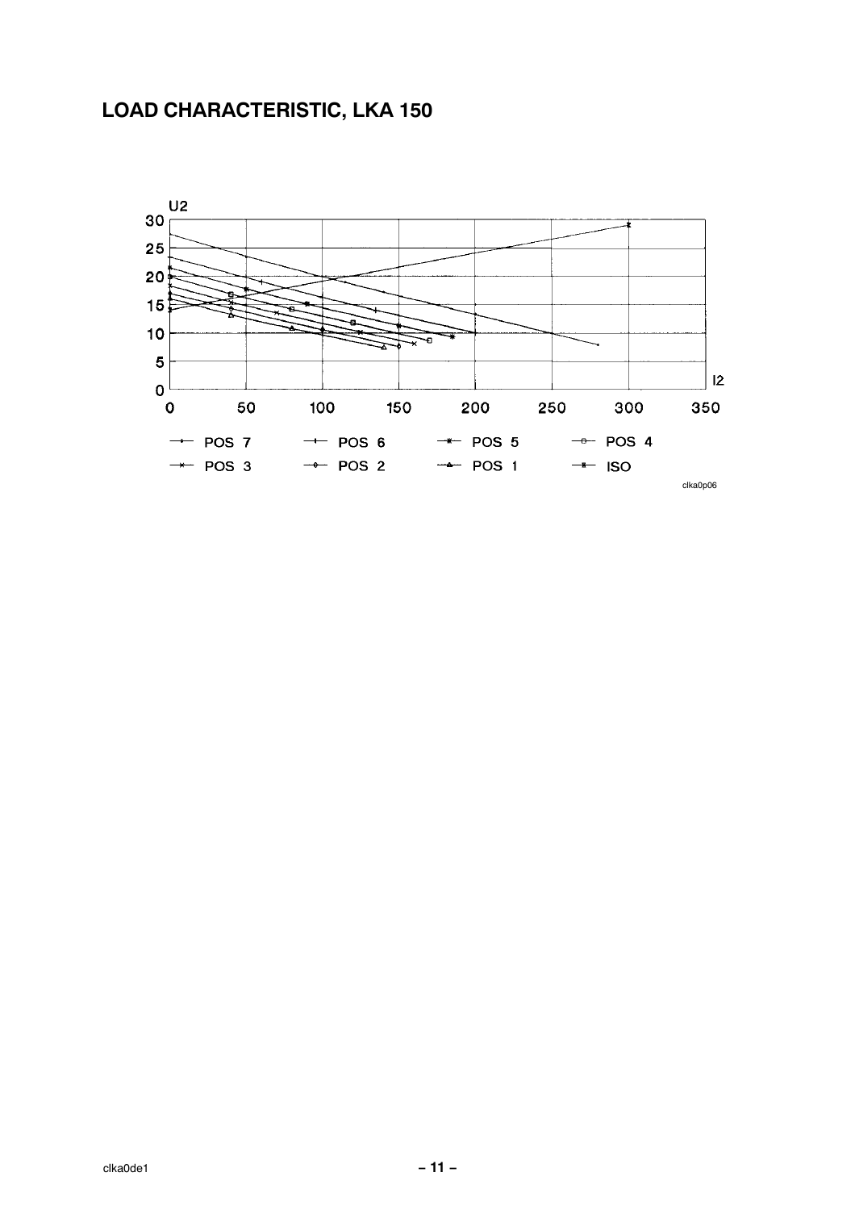# LOAD CHARACTERISTIC, LKA 150

U2

I2

POS 7 | POS 6 | POS 5 | POS 4
POS 3 | POS 2 | POS 1 | ISO

clka0p06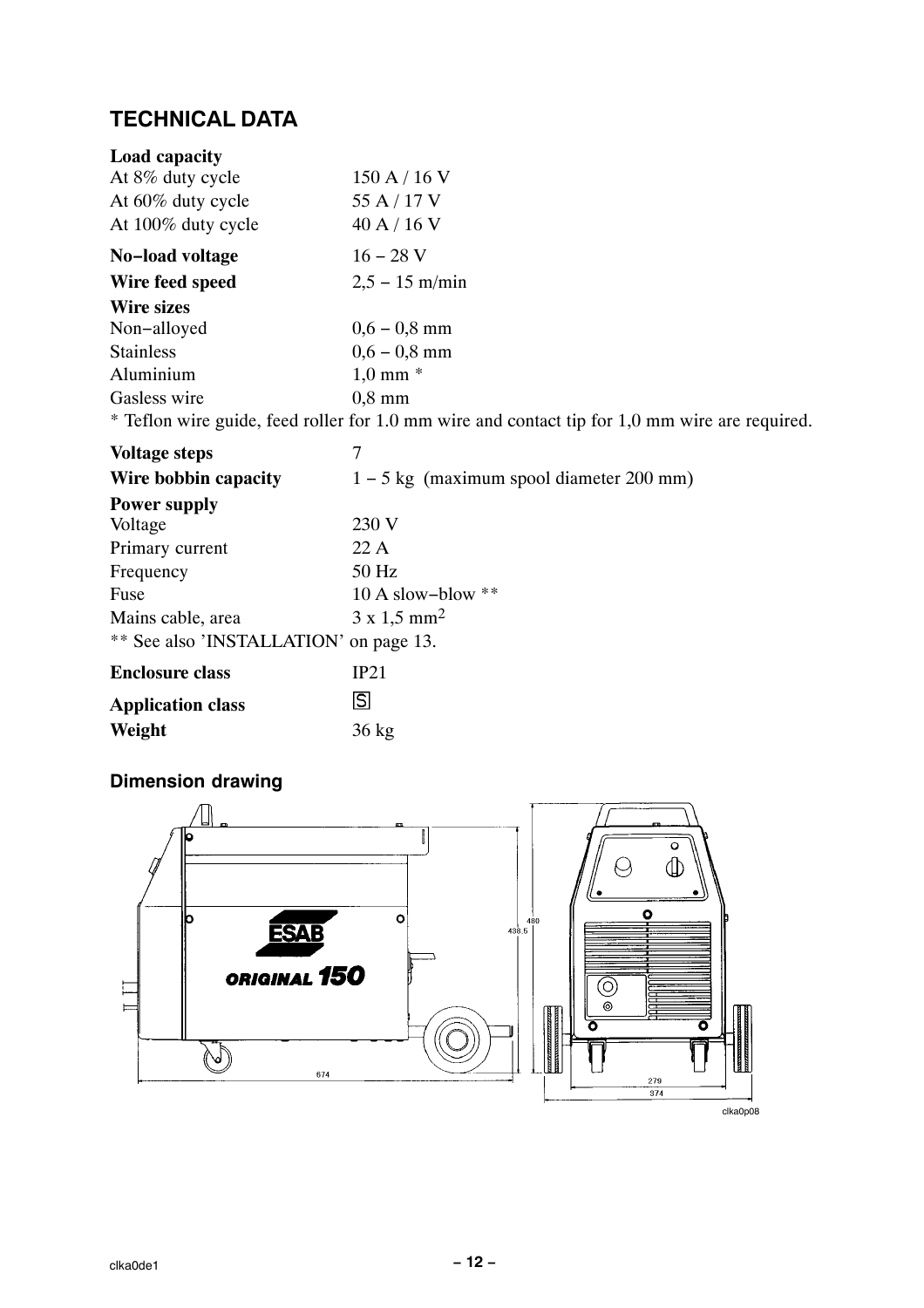## TECHNICAL DATA

| | |
|---|---|
| **Load capacity** | |
| At 8% duty cycle | 150 A / 16 V |
| At 60% duty cycle | 55 A / 17 V |
| At 100% duty cycle | 40 A / 16 V |
| **No−load voltage** | 16 − 28 V |
| **Wire feed speed** | 2,5 − 15 m/min |
| **Wire sizes** | |
| Non−alloyed | 0,6 − 0,8 mm |
| Stainless | 0,6 − 0,8 mm |
| Aluminium | 1,0 mm * |
| Gasless wire | 0,8 mm |

* Teflon wire guide, feed roller for 1.0 mm wire and contact tip for 1,0 mm wire are required.

| | |
|---|---|
| **Voltage steps** | 7 |
| **Wire bobbin capacity** | 1 − 5 kg (maximum spool diameter 200 mm) |
| **Power supply** | |
| Voltage | 230 V |
| Primary current | 22 A |
| Frequency | 50 Hz |
| Fuse | 10 A slow−blow ** |
| Mains cable, area | 3 x 1,5 mm$^2$ |

** See also 'INSTALLATION' on page 13.

| | |
|---|---|
| **Enclosure class** | IP21 |
| **Application class** | S |
| **Weight** | 36 kg |

### Dimension drawing

ESAB ORIGINAL 150

674

480

438.5

279

374

clka0p08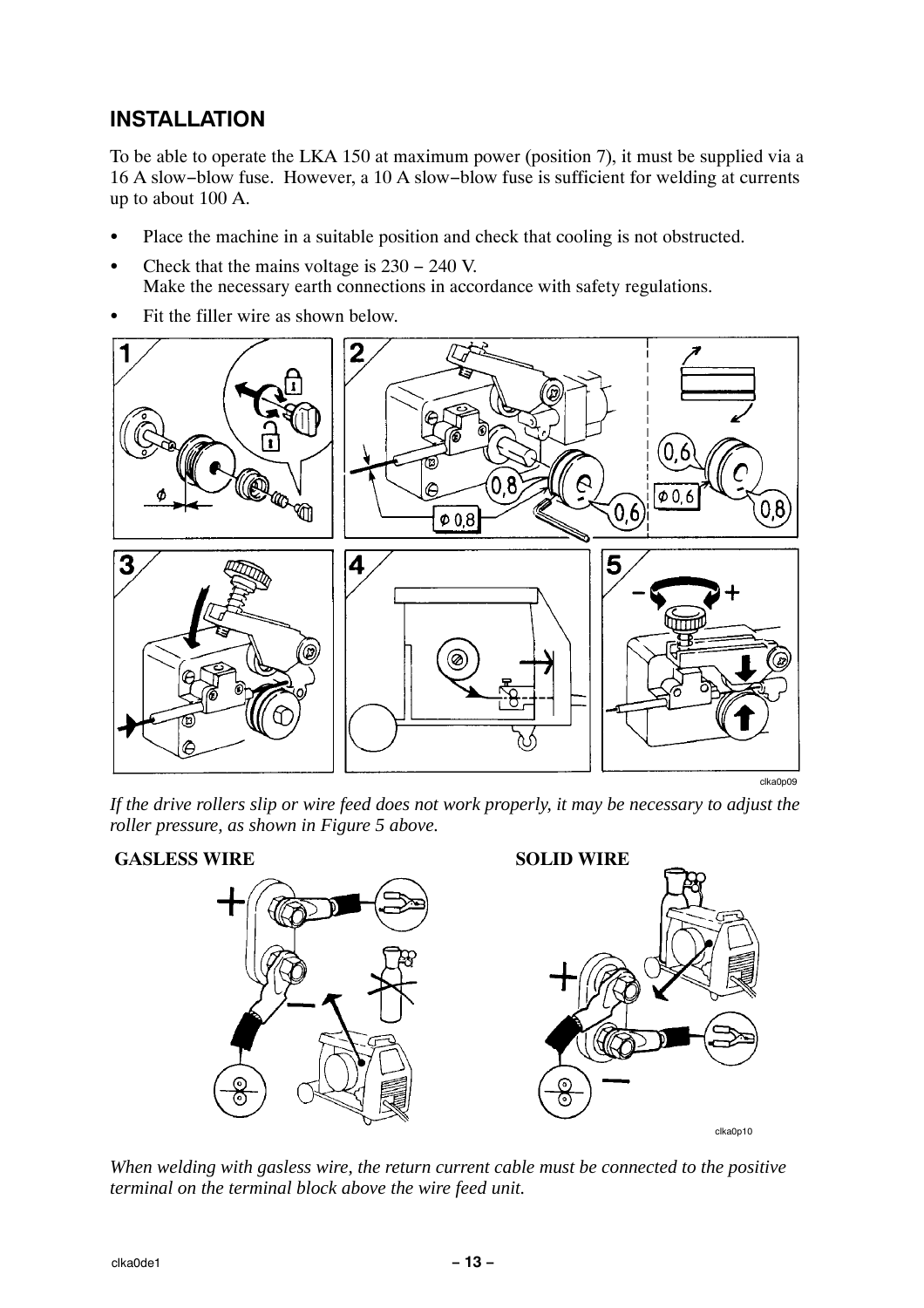## INSTALLATION

To be able to operate the LKA 150 at maximum power (position 7), it must be supplied via a 16 A slow−blow fuse. However, a 10 A slow−blow fuse is sufficient for welding at currents up to about 100 A.

- Place the machine in a suitable position and check that cooling is not obstructed.
- Check that the mains voltage is 230 − 240 V.
  Make the necessary earth connections in accordance with safety regulations.
- Fit the filler wire as shown below.

*If the drive rollers slip or wire feed does not work properly, it may be necessary to adjust the roller pressure, as shown in Figure 5 above.*

**GASLESS WIRE** **SOLID WIRE**

*When welding with gasless wire, the return current cable must be connected to the positive terminal on the terminal block above the wire feed unit.*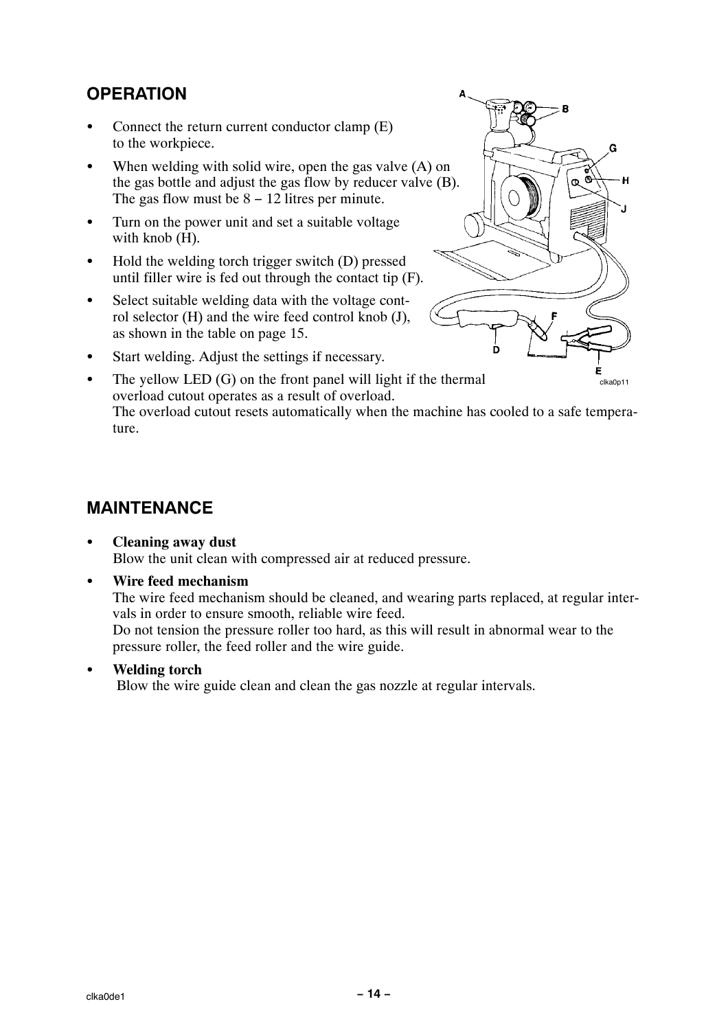## OPERATION

- Connect the return current conductor clamp (E) to the workpiece.
- When welding with solid wire, open the gas valve (A) on the gas bottle and adjust the gas flow by reducer valve (B). The gas flow must be 8 – 12 litres per minute.
- Turn on the power unit and set a suitable voltage with knob (H).
- Hold the welding torch trigger switch (D) pressed until filler wire is fed out through the contact tip (F).
- Select suitable welding data with the voltage control selector (H) and the wire feed control knob (J), as shown in the table on page 15.
- Start welding. Adjust the settings if necessary.
- The yellow LED (G) on the front panel will light if the thermal overload cutout operates as a result of overload.
  The overload cutout resets automatically when the machine has cooled to a safe temperature.

## MAINTENANCE

- **Cleaning away dust**
  Blow the unit clean with compressed air at reduced pressure.
- **Wire feed mechanism**
  The wire feed mechanism should be cleaned, and wearing parts replaced, at regular intervals in order to ensure smooth, reliable wire feed.
  Do not tension the pressure roller too hard, as this will result in abnormal wear to the pressure roller, the feed roller and the wire guide.
- **Welding torch**
  Blow the wire guide clean and clean the gas nozzle at regular intervals.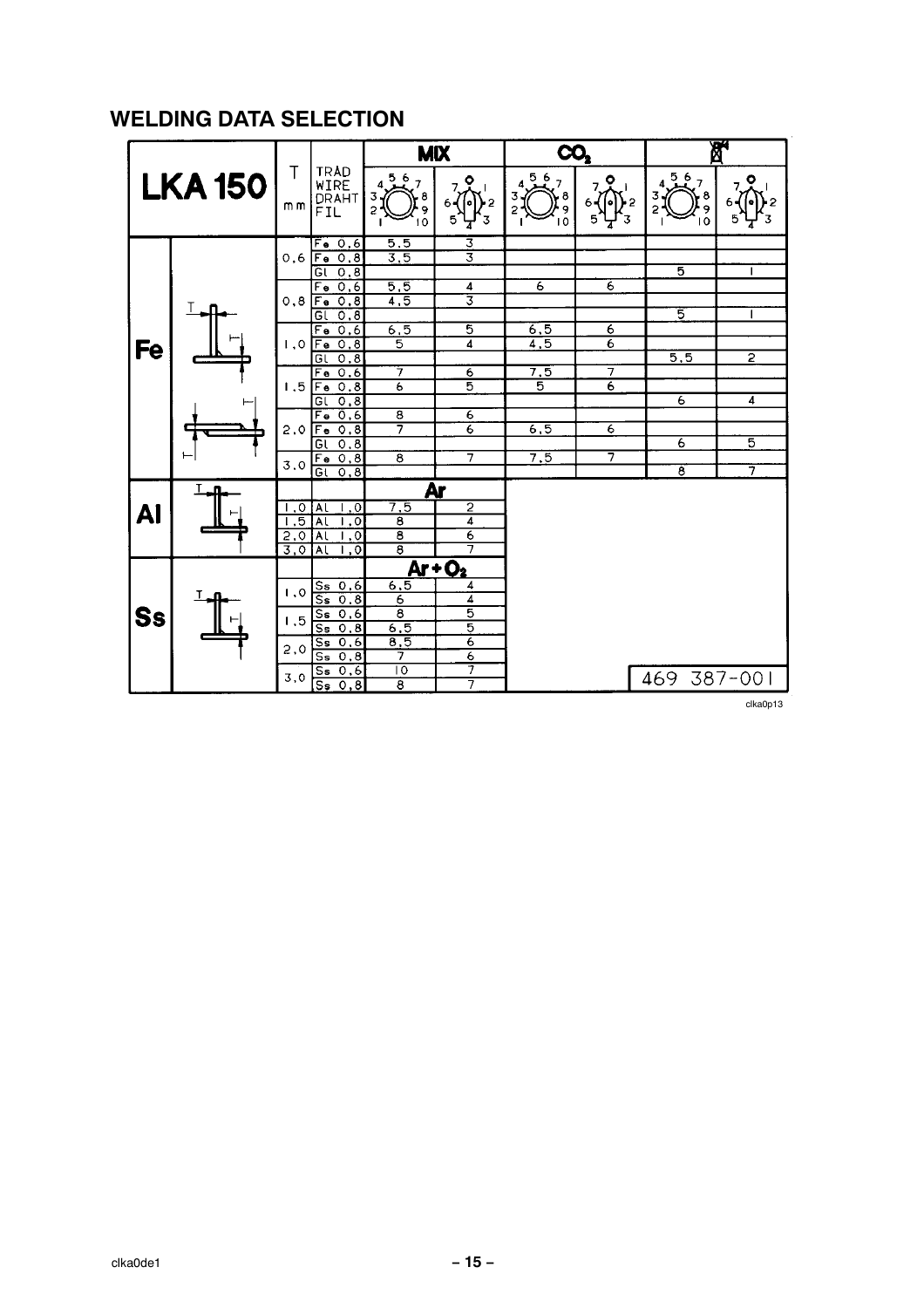# WELDING DATA SELECTION

| LKA 150 | | T mm | TRÅD WIRE DRAHT FIL | MIX | | $CO_2$ | | (no gas) | |
|---|---|---|---|---|---|---|---|---|---|
| | | | | Voltage (1–10) | Wire feed (1–7) | Voltage (1–10) | Wire feed (1–7) | Voltage (1–10) | Wire feed (1–7) |
| Fe | | 0,6 | Fe 0,6 | 5,5 | 3 | | | | |
| | | | Fe 0,8 | 3,5 | 3 | | | | |
| | | | Gl 0,8 | | | | | 5 | 1 |
| | | 0,8 | Fe 0,6 | 5,5 | 4 | 6 | 6 | | |
| | | | Fe 0,8 | 4,5 | 3 | | | | |
| | | | Gl 0,8 | | | | | 5 | 1 |
| | | 1,0 | Fe 0,6 | 6,5 | 5 | 6,5 | 6 | | |
| | | | Fe 0,8 | 5 | 4 | 4,5 | 6 | | |
| | | | Gl 0,8 | | | | | 5,5 | 2 |
| | | 1,5 | Fe 0,6 | 7 | 6 | 7,5 | 7 | | |
| | | | Fe 0,8 | 6 | 5 | 5 | 6 | | |
| | | | Gl 0,8 | | | | | 6 | 4 |
| | | 2,0 | Fe 0,6 | 8 | 6 | | | | |
| | | | Fe 0,8 | 7 | 6 | 6,5 | 6 | | |
| | | | Gl 0,8 | | | | | 6 | 5 |
| | | 3,0 | Fe 0,8 | 8 | 7 | 7,5 | 7 | | |
| | | | Gl 0,8 | | | | | 8 | 7 |
| | | | | Ar | | | | | |
| Al | | 1,0 | Al 1,0 | 7,5 | 2 | | | | |
| | | 1,5 | Al 1,0 | 8 | 4 | | | | |
| | | 2,0 | Al 1,0 | 8 | 6 | | | | |
| | | 3,0 | Al 1,0 | 8 | 7 | | | | |
| | | | | $Ar + O_2$ | | | | | |
| Ss | | 1,0 | Ss 0,6 | 6,5 | 4 | | | | |
| | | | Ss 0,8 | 6 | 4 | | | | |
| | | 1,5 | Ss 0,6 | 8 | 5 | | | | |
| | | | Ss 0,8 | 6,5 | 5 | | | | |
| | | 2,0 | Ss 0,6 | 8,5 | 6 | | | | |
| | | | Ss 0,8 | 7 | 6 | | | | |
| | | 3,0 | Ss 0,6 | 10 | 7 | | | | |
| | | | Ss 0,8 | 8 | 7 | | | | |

469 387-001

clka0p13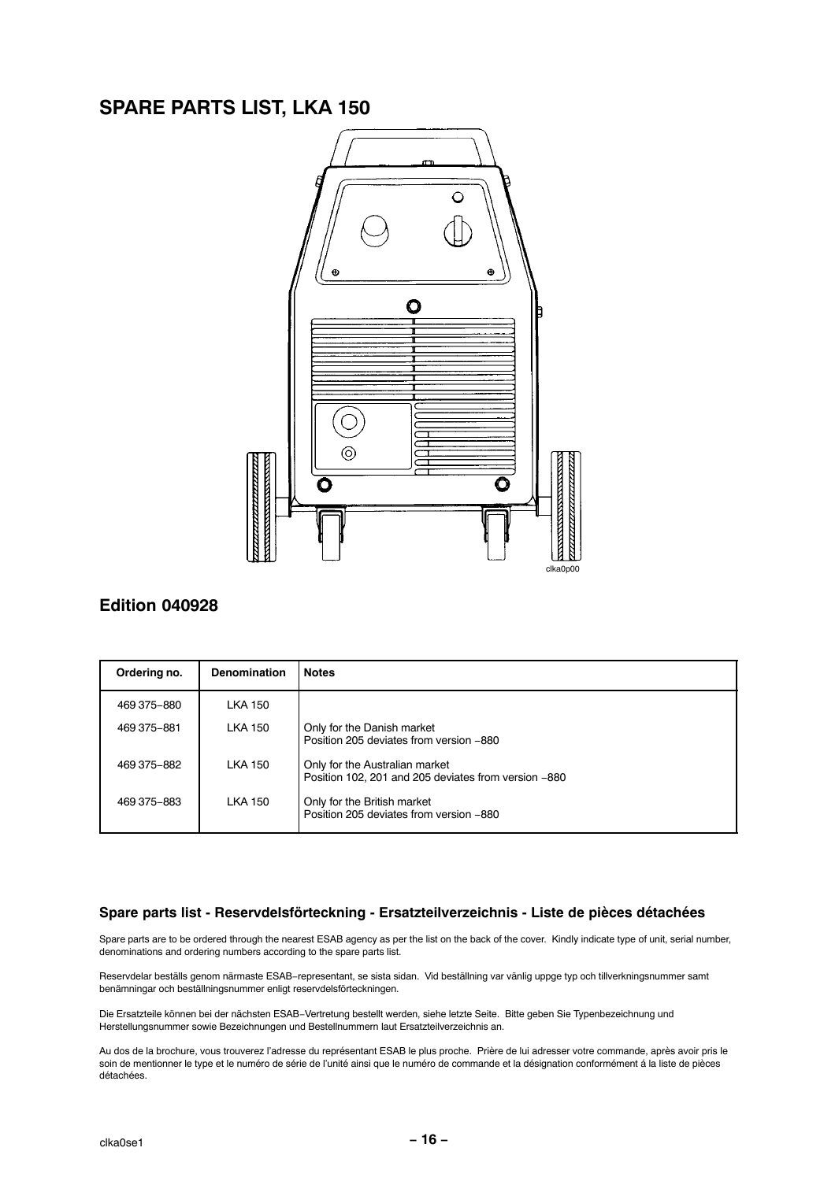# SPARE PARTS LIST, LKA 150

clka0p00

## Edition 040928

| Ordering no. | Denomination | Notes |
|---|---|---|
| 469 375−880 | LKA 150 | |
| 469 375−881 | LKA 150 | Only for the Danish market<br>Position 205 deviates from version −880 |
| 469 375−882 | LKA 150 | Only for the Australian market<br>Position 102, 201 and 205 deviates from version −880 |
| 469 375−883 | LKA 150 | Only for the British market<br>Position 205 deviates from version −880 |

### Spare parts list - Reservdelsförteckning - Ersatzteilverzeichnis - Liste de pièces détachées

Spare parts are to be ordered through the nearest ESAB agency as per the list on the back of the cover. Kindly indicate type of unit, serial number, denominations and ordering numbers according to the spare parts list.

Reservdelar beställs genom närmaste ESAB−representant, se sista sidan. Vid beställning var vänlig uppge typ och tillverkningsnummer samt benämningar och beställningsnummer enligt reservdelsförteckningen.

Die Ersatzteile können bei der nächsten ESAB−Vertretung bestellt werden, siehe letzte Seite. Bitte geben Sie Typenbezeichnung und Herstellungsnummer sowie Bezeichnungen und Bestellnummern laut Ersatzteilverzeichnis an.

Au dos de la brochure, vous trouverez l'adresse du représentant ESAB le plus proche. Prière de lui adresser votre commande, après avoir pris le soin de mentionner le type et le numéro de série de l'unité ainsi que le numéro de commande et la désignation conformément á la liste de pièces détachées.

clka0se1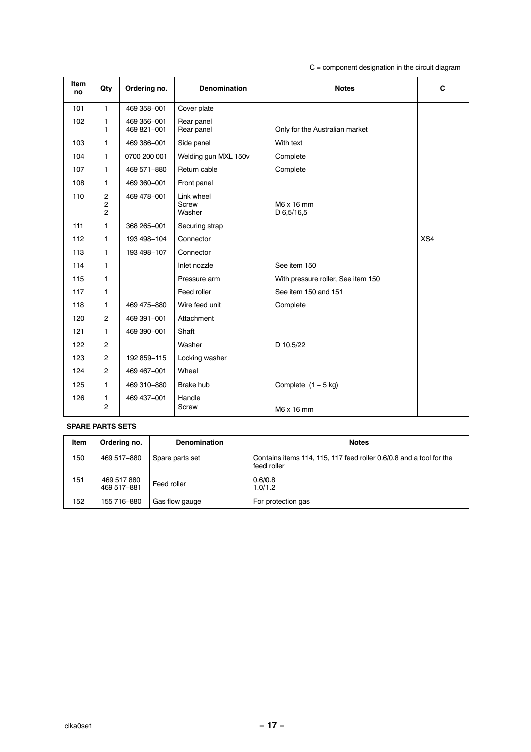C = component designation in the circuit diagram

| Item no | Qty | Ordering no. | Denomination | Notes | C |
|---|---|---|---|---|---|
| 101 | 1 | 469 358–001 | Cover plate | | |
| 102 | 1<br>1 | 469 356–001<br>469 821–001 | Rear panel<br>Rear panel | <br>Only for the Australian market | |
| 103 | 1 | 469 386–001 | Side panel | With text | |
| 104 | 1 | 0700 200 001 | Welding gun MXL 150v | Complete | |
| 107 | 1 | 469 571–880 | Return cable | Complete | |
| 108 | 1 | 469 360–001 | Front panel | | |
| 110 | 2<br>2<br>2 | 469 478–001 | Link wheel<br>Screw<br>Washer | <br>M6 x 16 mm<br>D 6,5/16,5 | |
| 111 | 1 | 368 265–001 | Securing strap | | |
| 112 | 1 | 193 498–104 | Connector | | XS4 |
| 113 | 1 | 193 498–107 | Connector | | |
| 114 | 1 | | Inlet nozzle | See item 150 | |
| 115 | 1 | | Pressure arm | With pressure roller, See item 150 | |
| 117 | 1 | | Feed roller | See item 150 and 151 | |
| 118 | 1 | 469 475–880 | Wire feed unit | Complete | |
| 120 | 2 | 469 391–001 | Attachment | | |
| 121 | 1 | 469 390–001 | Shaft | | |
| 122 | 2 | | Washer | D 10.5/22 | |
| 123 | 2 | 192 859–115 | Locking washer | | |
| 124 | 2 | 469 467–001 | Wheel | | |
| 125 | 1 | 469 310–880 | Brake hub | Complete (1 – 5 kg) | |
| 126 | 1<br>2 | 469 437–001 | Handle<br>Screw | <br>M6 x 16 mm | |

**SPARE PARTS SETS**

| Item | Ordering no. | Denomination | Notes |
|---|---|---|---|
| 150 | 469 517–880 | Spare parts set | Contains items 114, 115, 117 feed roller 0.6/0.8 and a tool for the feed roller |
| 151 | 469 517 880<br>469 517–881 | Feed roller | 0.6/0.8<br>1.0/1.2 |
| 152 | 155 716–880 | Gas flow gauge | For protection gas |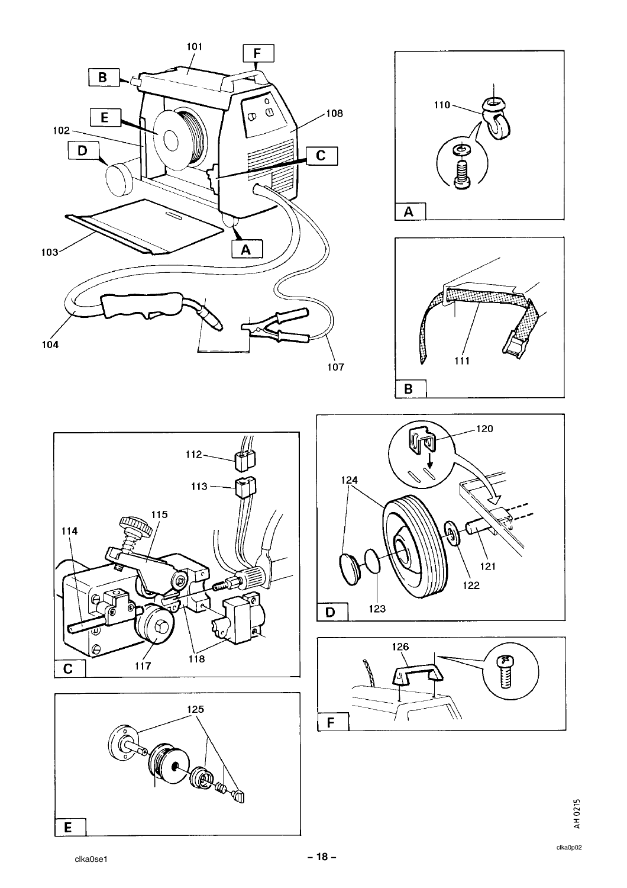101

B

F

E

102

D

C

108

103

A

104

107

A

110

B

111

C

112

113

115

114

117

118

D

120

124

121

122

123

E

125

F

126

AH 0215

clka0se1

clka0p02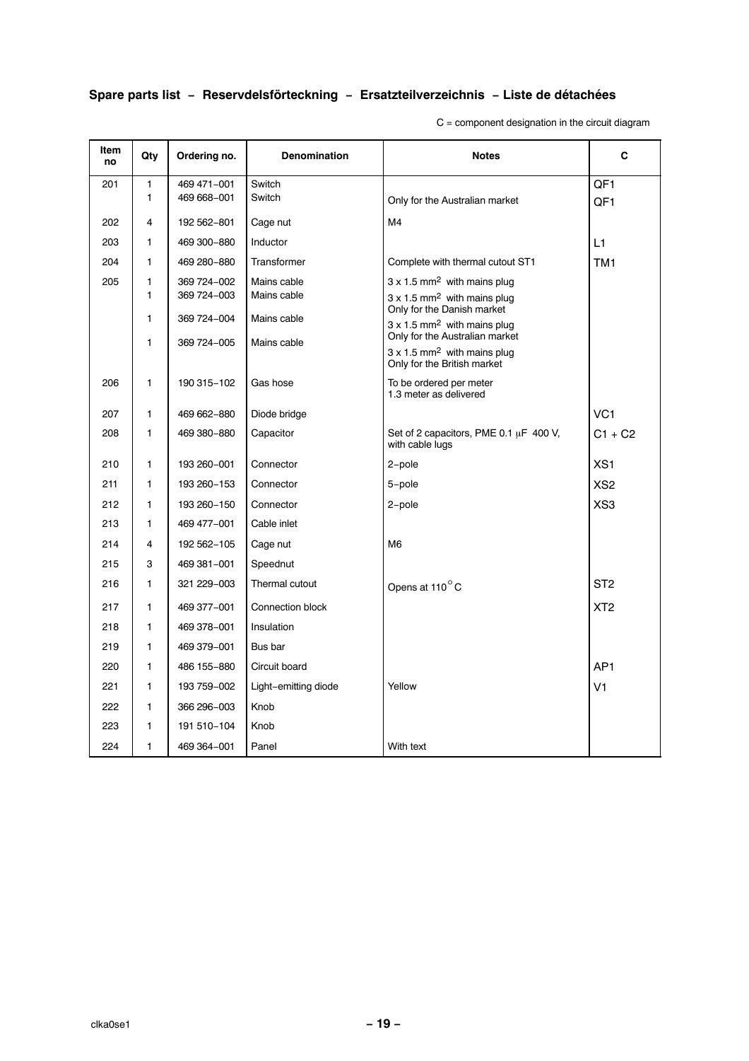## Spare parts list – Reservdelsförteckning – Ersatzteilverzeichnis – Liste de détachées

C = component designation in the circuit diagram

| Item no | Qty | Ordering no. | Denomination | Notes | C |
|---|---|---|---|---|---|
| 201 | 1 | 469 471–001 | Switch | | QF1 |
| | 1 | 469 668–001 | Switch | Only for the Australian market | QF1 |
| 202 | 4 | 192 562–801 | Cage nut | M4 | |
| 203 | 1 | 469 300–880 | Inductor | | L1 |
| 204 | 1 | 469 280–880 | Transformer | Complete with thermal cutout ST1 | TM1 |
| 205 | 1 | 369 724–002 | Mains cable | 3 x 1.5 mm² with mains plug | |
| | 1 | 369 724–003 | Mains cable | 3 x 1.5 mm² with mains plug<br>Only for the Danish market | |
| | 1 | 369 724–004 | Mains cable | 3 x 1.5 mm² with mains plug<br>Only for the Australian market | |
| | 1 | 369 724–005 | Mains cable | 3 x 1.5 mm² with mains plug<br>Only for the British market | |
| 206 | 1 | 190 315–102 | Gas hose | To be ordered per meter<br>1.3 meter as delivered | |
| 207 | 1 | 469 662–880 | Diode bridge | | VC1 |
| 208 | 1 | 469 380–880 | Capacitor | Set of 2 capacitors, PME 0.1 μF 400 V, with cable lugs | C1 + C2 |
| 210 | 1 | 193 260–001 | Connector | 2–pole | XS1 |
| 211 | 1 | 193 260–153 | Connector | 5–pole | XS2 |
| 212 | 1 | 193 260–150 | Connector | 2–pole | XS3 |
| 213 | 1 | 469 477–001 | Cable inlet | | |
| 214 | 4 | 192 562–105 | Cage nut | M6 | |
| 215 | 3 | 469 381–001 | Speednut | | |
| 216 | 1 | 321 229–003 | Thermal cutout | Opens at 110°C | ST2 |
| 217 | 1 | 469 377–001 | Connection block | | XT2 |
| 218 | 1 | 469 378–001 | Insulation | | |
| 219 | 1 | 469 379–001 | Bus bar | | |
| 220 | 1 | 486 155–880 | Circuit board | | AP1 |
| 221 | 1 | 193 759–002 | Light–emitting diode | Yellow | V1 |
| 222 | 1 | 366 296–003 | Knob | | |
| 223 | 1 | 191 510–104 | Knob | | |
| 224 | 1 | 469 364–001 | Panel | With text | |

clka0se1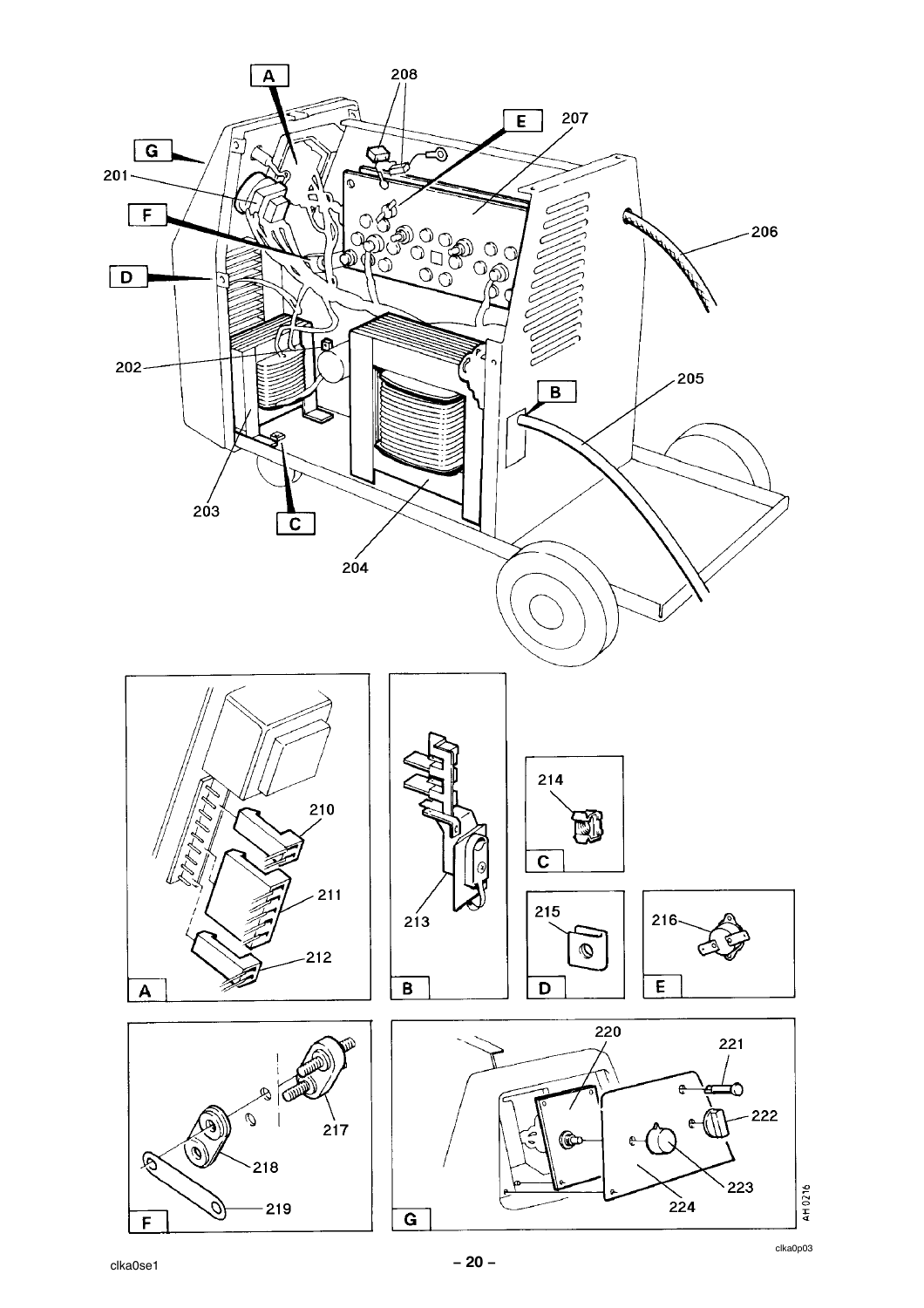A

G

201

F

D

202

203

C

204

208

E

207

206

B

205

210

211

212

A

213

B

214

C

215

D

216

E

217

218

219

F

220

221

222

223

224

G

AH 0216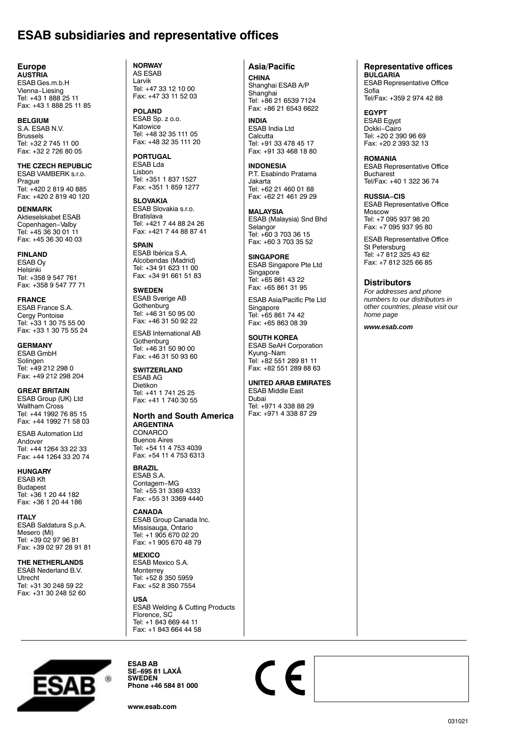# ESAB subsidiaries and representative offices

## Europe

**AUSTRIA**
ESAB Ges.m.b.H
Vienna−Liesing
Tel: +43 1 888 25 11
Fax: +43 1 888 25 11 85

**BELGIUM**
S.A. ESAB N.V.
Brussels
Tel: +32 2 745 11 00
Fax: +32 2 726 80 05

**THE CZECH REPUBLIC**
ESAB VAMBERK s.r.o.
Prague
Tel: +420 2 819 40 885
Fax: +420 2 819 40 120

**DENMARK**
Aktieselskabet ESAB
Copenhagen−Valby
Tel: +45 36 30 01 11
Fax: +45 36 30 40 03

**FINLAND**
ESAB Oy
Helsinki
Tel: +358 9 547 761
Fax: +358 9 547 77 71

**FRANCE**
ESAB France S.A.
Cergy Pontoise
Tel: +33 1 30 75 55 00
Fax: +33 1 30 75 55 24

**GERMANY**
ESAB GmbH
Solingen
Tel: +49 212 298 0
Fax: +49 212 298 204

**GREAT BRITAIN**
ESAB Group (UK) Ltd
Waltham Cross
Tel: +44 1992 76 85 15
Fax: +44 1992 71 58 03

ESAB Automation Ltd
Andover
Tel: +44 1264 33 22 33
Fax: +44 1264 33 20 74

**HUNGARY**
ESAB Kft
Budapest
Tel: +36 1 20 44 182
Fax: +36 1 20 44 186

**ITALY**
ESAB Saldatura S.p.A.
Mesero (Mi)
Tel: +39 02 97 96 81
Fax: +39 02 97 28 91 81

**THE NETHERLANDS**
ESAB Nederland B.V.
Utrecht
Tel: +31 30 248 59 22
Fax: +31 30 248 52 60

**NORWAY**
AS ESAB
Larvik
Tel: +47 33 12 10 00
Fax: +47 33 11 52 03

**POLAND**
ESAB Sp. z o.o.
Katowice
Tel: +48 32 35 111 05
Fax: +48 32 35 111 20

**PORTUGAL**
ESAB Lda
Lisbon
Tel: +351 1 837 1527
Fax: +351 1 859 1277

**SLOVAKIA**
ESAB Slovakia s.r.o.
Bratislava
Tel: +421 7 44 88 24 26
Fax: +421 7 44 88 87 41

**SPAIN**
ESAB Ibérica S.A.
Alcobendas (Madrid)
Tel: +34 91 623 11 00
Fax: +34 91 661 51 83

**SWEDEN**
ESAB Sverige AB
Gothenburg
Tel: +46 31 50 95 00
Fax: +46 31 50 92 22

ESAB International AB
Gothenburg
Tel: +46 31 50 90 00
Fax: +46 31 50 93 60

**SWITZERLAND**
ESAB AG
Dietikon
Tel: +41 1 741 25 25
Fax: +41 1 740 30 55

## North and South America

**ARGENTINA**
CONARCO
Buenos Aires
Tel: +54 11 4 753 4039
Fax: +54 11 4 753 6313

**BRAZIL**
ESAB S.A.
Contagem−MG
Tel: +55 31 3369 4333
Fax: +55 31 3369 4440

**CANADA**
ESAB Group Canada Inc.
Missisauga, Ontario
Tel: +1 905 670 02 20
Fax: +1 905 670 48 79

**MEXICO**
ESAB Mexico S.A.
Monterrey
Tel: +52 8 350 5959
Fax: +52 8 350 7554

**USA**
ESAB Welding & Cutting Products
Florence, SC
Tel: +1 843 669 44 11
Fax: +1 843 664 44 58

## Asia/Pacific

**CHINA**
Shanghai ESAB A/P
Shanghai
Tel: +86 21 6539 7124
Fax: +86 21 6543 6622

**INDIA**
ESAB India Ltd
Calcutta
Tel: +91 33 478 45 17
Fax: +91 33 468 18 80

**INDONESIA**
P.T. Esabindo Pratama
Jakarta
Tel: +62 21 460 01 88
Fax: +62 21 461 29 29

**MALAYSIA**
ESAB (Malaysia) Snd Bhd
Selangor
Tel: +60 3 703 36 15
Fax: +60 3 703 35 52

**SINGAPORE**
ESAB Singapore Pte Ltd
Singapore
Tel: +65 861 43 22
Fax: +65 861 31 95

ESAB Asia/Pacific Pte Ltd
Singapore
Tel: +65 861 74 42
Fax: +65 863 08 39

**SOUTH KOREA**
ESAB SeAH Corporation
Kyung−Nam
Tel: +82 551 289 81 11
Fax: +82 551 289 88 63

**UNITED ARAB EMIRATES**
ESAB Middle East
Dubai
Tel: +971 4 338 88 29
Fax: +971 4 338 87 29

## Representative offices

**BULGARIA**
ESAB Representative Office
Sofia
Tel/Fax: +359 2 974 42 88

**EGYPT**
ESAB Egypt
Dokki−Cairo
Tel: +20 2 390 96 69
Fax: +20 2 393 32 13

**ROMANIA**
ESAB Representative Office
Bucharest
Tel/Fax: +40 1 322 36 74

**RUSSIA−CIS**
ESAB Representative Office
Moscow
Tel: +7 095 937 98 20
Fax: +7 095 937 95 80

ESAB Representative Office
St Petersburg
Tel: +7 812 325 43 62
Fax: +7 812 325 66 85

## Distributors

*For addresses and phone numbers to our distributors in other countries, please visit our home page*

***www.esab.com***

**ESAB AB**
**SE−695 81 LAXÅ**
**SWEDEN**
**Phone +46 584 81 000**

**www.esab.com**

031021